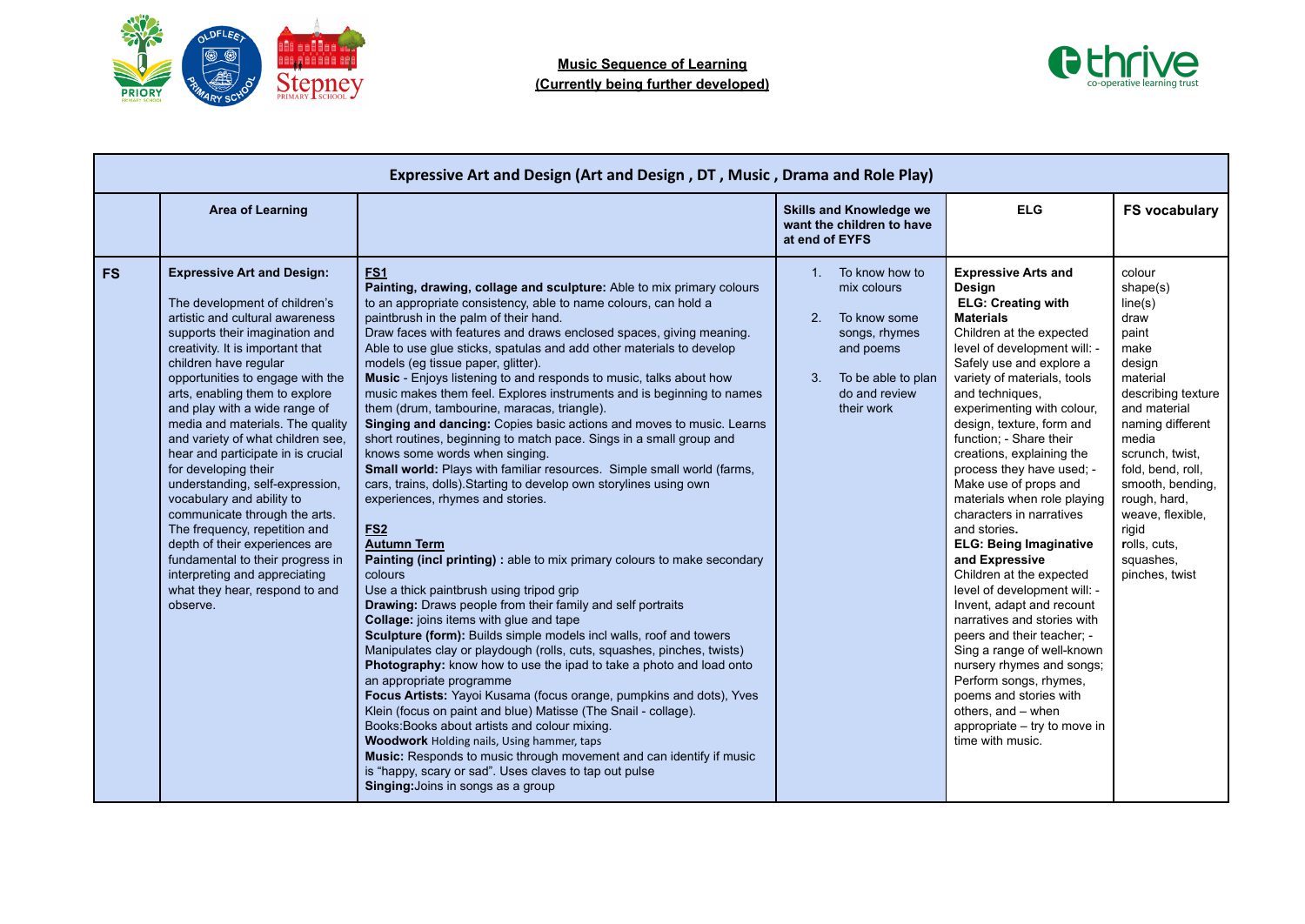**Music Sequence of Learning**
**(Currently being further developed)**

| Expressive Art and Design (Art and Design , DT , Music , Drama and Role Play) | | | | | |
|---|---|---|---|---|---|
| | **Area of Learning** | | **Skills and Knowledge we want the children to have at end of EYFS** | **ELG** | **FS vocabulary** |
| **FS** | **Expressive Art and Design:**<br><br>The development of children's artistic and cultural awareness supports their imagination and creativity. It is important that children have regular opportunities to engage with the arts, enabling them to explore and play with a wide range of media and materials. The quality and variety of what children see, hear and participate in is crucial for developing their understanding, self-expression, vocabulary and ability to communicate through the arts. The frequency, repetition and depth of their experiences are fundamental to their progress in interpreting and appreciating what they hear, respond to and observe. | **FS1**<br>**Painting, drawing, collage and sculpture:** Able to mix primary colours to an appropriate consistency, able to name colours, can hold a paintbrush in the palm of their hand.<br>Draw faces with features and draws enclosed spaces, giving meaning.<br>Able to use glue sticks, spatulas and add other materials to develop models (eg tissue paper, glitter).<br>**Music** - Enjoys listening to and responds to music, talks about how music makes them feel. Explores instruments and is beginning to names them (drum, tambourine, maracas, triangle).<br>**Singing and dancing:** Copies basic actions and moves to music. Learns short routines, beginning to match pace. Sings in a small group and knows some words when singing.<br>**Small world:** Plays with familiar resources. Simple small world (farms, cars, trains, dolls).Starting to develop own storylines using own experiences, rhymes and stories.<br><br>**FS2**<br>**Autumn Term**<br>**Painting (incl printing) :** able to mix primary colours to make secondary colours<br>Use a thick paintbrush using tripod grip<br>**Drawing:** Draws people from their family and self portraits<br>**Collage:** joins items with glue and tape<br>**Sculpture (form):** Builds simple models incl walls, roof and towers<br>Manipulates clay or playdough (rolls, cuts, squashes, pinches, twists)<br>**Photography:** know how to use the ipad to take a photo and load onto an appropriate programme<br>**Focus Artists:** Yayoi Kusama (focus orange, pumpkins and dots), Yves Klein (focus on paint and blue) Matisse (The Snail - collage).<br>Books:Books about artists and colour mixing.<br>**Woodwork** Holding nails, Using hammer, taps<br>**Music:** Responds to music through movement and can identify if music is "happy, scary or sad". Uses claves to tap out pulse<br>**Singing:**Joins in songs as a group | 1. To know how to mix colours<br><br>2. To know some songs, rhymes and poems<br><br>3. To be able to plan do and review their work | **Expressive Arts and Design**<br>**ELG: Creating with Materials**<br>Children at the expected level of development will: - Safely use and explore a variety of materials, tools and techniques, experimenting with colour, design, texture, form and function; - Share their creations, explaining the process they have used; - Make use of props and materials when role playing characters in narratives and stories.<br>**ELG: Being Imaginative and Expressive**<br>Children at the expected level of development will: - Invent, adapt and recount narratives and stories with peers and their teacher; - Sing a range of well-known nursery rhymes and songs; Perform songs, rhymes, poems and stories with others, and – when appropriate – try to move in time with music. | colour<br>shape(s)<br>line(s)<br>draw<br>paint<br>make<br>design<br>material<br>describing texture and material<br>naming different media<br>scrunch, twist, fold, bend, roll, smooth, bending, rough, hard, weave, flexible, rigid<br>rolls, cuts, squashes, pinches, twist |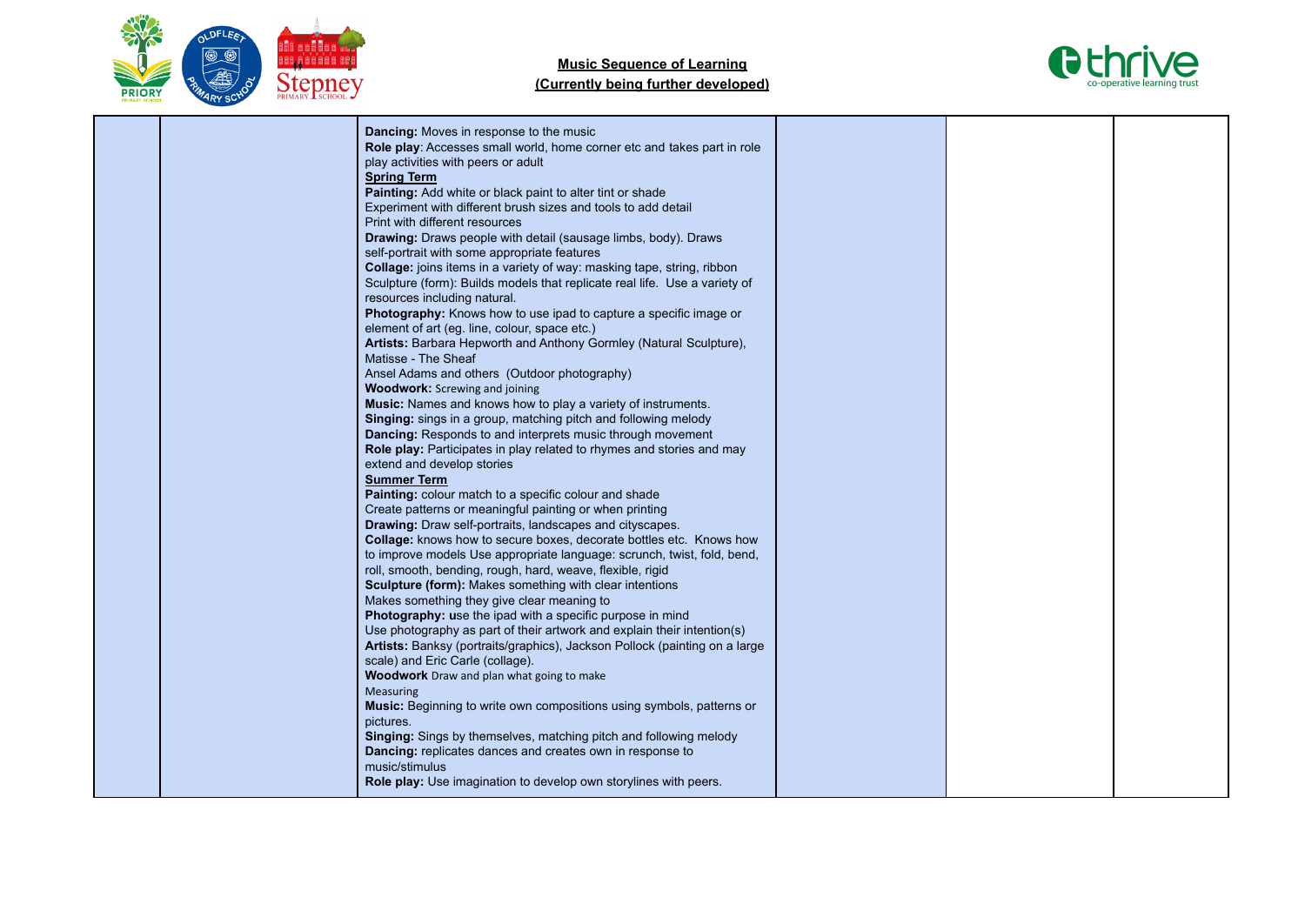## Music Sequence of Learning
## (Currently being further developed)

| | | | | | |
|---|---|---|---|---|---|
| | | **Dancing:** Moves in response to the music<br>**Role play**: Accesses small world, home corner etc and takes part in role play activities with peers or adult<br>**Spring Term**<br>**Painting:** Add white or black paint to alter tint or shade<br>Experiment with different brush sizes and tools to add detail<br>Print with different resources<br>**Drawing:** Draws people with detail (sausage limbs, body). Draws self-portrait with some appropriate features<br>**Collage:** joins items in a variety of way: masking tape, string, ribbon<br>Sculpture (form): Builds models that replicate real life. Use a variety of resources including natural.<br>**Photography:** Knows how to use ipad to capture a specific image or element of art (eg. line, colour, space etc.)<br>**Artists:** Barbara Hepworth and Anthony Gormley (Natural Sculpture), Matisse - The Sheaf<br>Ansel Adams and others (Outdoor photography)<br>**Woodwork:** Screwing and joining<br>**Music:** Names and knows how to play a variety of instruments.<br>**Singing:** sings in a group, matching pitch and following melody<br>**Dancing:** Responds to and interprets music through movement<br>**Role play:** Participates in play related to rhymes and stories and may extend and develop stories<br>**Summer Term**<br>**Painting:** colour match to a specific colour and shade<br>Create patterns or meaningful painting or when printing<br>**Drawing:** Draw self-portraits, landscapes and cityscapes.<br>**Collage:** knows how to secure boxes, decorate bottles etc. Knows how to improve models Use appropriate language: scrunch, twist, fold, bend, roll, smooth, bending, rough, hard, weave, flexible, rigid<br>**Sculpture (form):** Makes something with clear intentions<br>Makes something they give clear meaning to<br>**Photography: u**se the ipad with a specific purpose in mind<br>Use photography as part of their artwork and explain their intention(s)<br>**Artists:** Banksy (portraits/graphics), Jackson Pollock (painting on a large scale) and Eric Carle (collage).<br>**Woodwork** Draw and plan what going to make<br>Measuring<br>**Music:** Beginning to write own compositions using symbols, patterns or pictures.<br>**Singing:** Sings by themselves, matching pitch and following melody<br>**Dancing:** replicates dances and creates own in response to music/stimulus<br>**Role play:** Use imagination to develop own storylines with peers. | | | |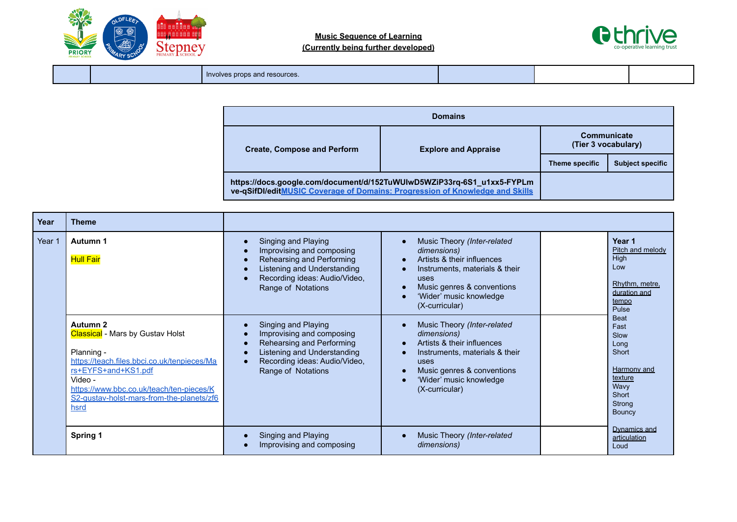**Music Sequence of Learning**
**(Currently being further developed)**

| | | Involves props and resources. | | | |
|---|---|---|---|---|---|

| Domains | | | |
|---|---|---|---|
| Create, Compose and Perform | Explore and Appraise | Communicate (Tier 3 vocabulary) | |
| | | Theme specific | Subject specific |
| https://docs.google.com/document/d/152TuWUlwD5WZiP33rq-6S1_u1xx5-FYPLmve-qSifDI/edit[MUSIC Coverage of Domains: Progression of Knowledge and Skills](https://docs.google.com/document/d/152TuWUlwD5WZiP33rq-6S1_u1xx5-FYPLmve-qSifDI/edit) | | | |

| Year | Theme | | | | |
|---|---|---|---|---|---|
| Year 1 | **Autumn 1**<br><br>Hull Fair | • Singing and Playing<br>• Improvising and composing<br>• Rehearsing and Performing<br>• Listening and Understanding<br>• Recording ideas: Audio/Video, Range of Notations | • Music Theory *(Inter-related dimensions)*<br>• Artists & their influences<br>• Instruments, materials & their uses<br>• Music genres & conventions<br>• 'Wider' music knowledge (X-curricular) | | **Year 1**<br>Pitch and melody<br>High<br>Low<br><br>Rhythm, metre, duration and tempo<br>Pulse<br>Beat<br>Fast<br>Slow<br>Long<br>Short<br><br>Harmony and texture<br>Wavy<br>Short<br>Strong<br>Bouncy<br><br>Dynamics and articulation<br>Loud |
| | **Autumn 2**<br>Classical - Mars by Gustav Holst<br><br>Planning - https://teach.files.bbci.co.uk/tenpieces/Mars+EYFS+and+KS1.pdf<br>Video - https://www.bbc.co.uk/teach/ten-pieces/KS2-gustav-holst-mars-from-the-planets/zf6hsrd | • Singing and Playing<br>• Improvising and composing<br>• Rehearsing and Performing<br>• Listening and Understanding<br>• Recording ideas: Audio/Video, Range of Notations | • Music Theory *(Inter-related dimensions)*<br>• Artists & their influences<br>• Instruments, materials & their uses<br>• Music genres & conventions<br>• 'Wider' music knowledge (X-curricular) | | |
| | **Spring 1** | • Singing and Playing<br>• Improvising and composing | • Music Theory *(Inter-related dimensions)* | | |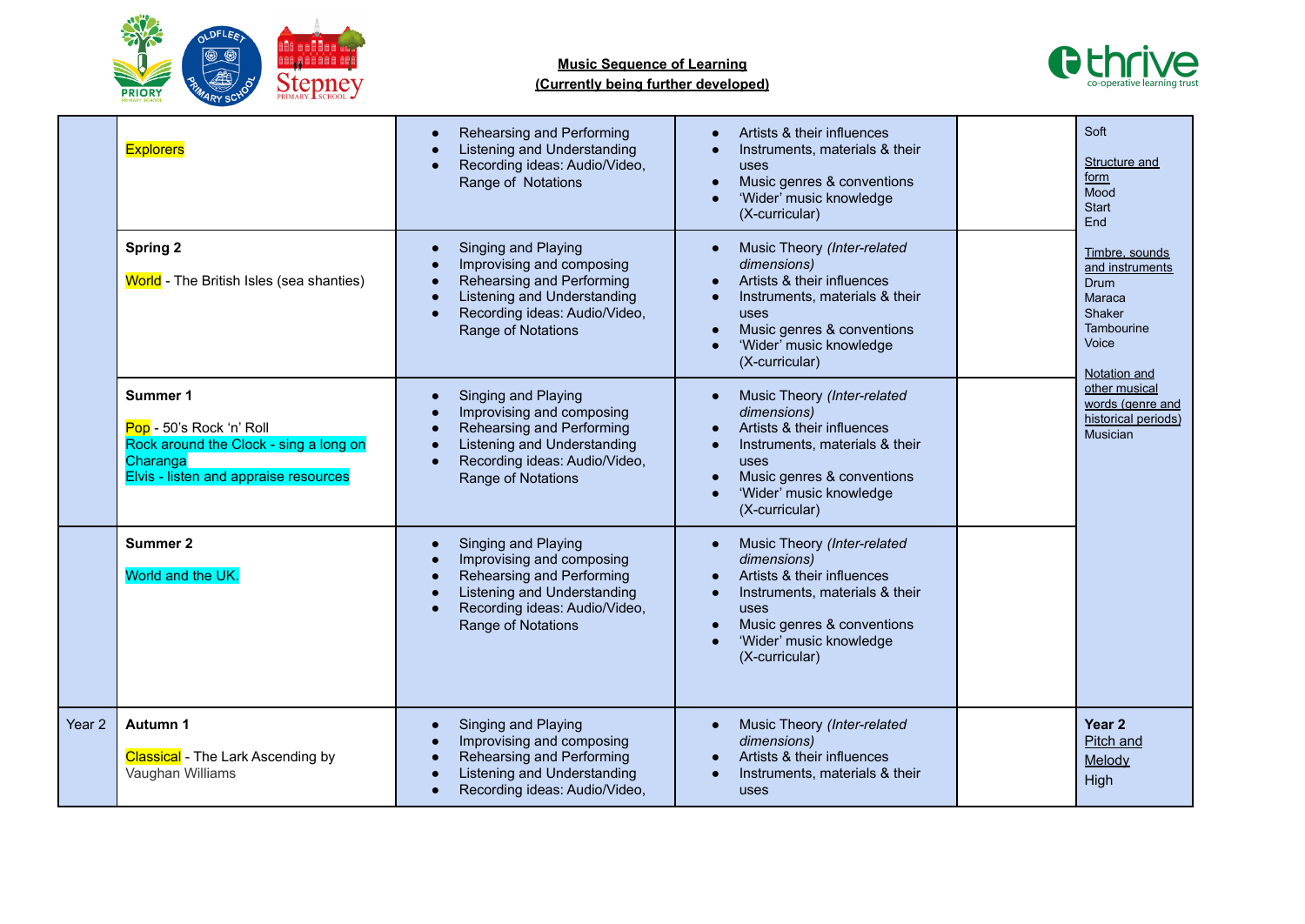**Music Sequence of Learning**
**(Currently being further developed)**

| | | | | | |
|---|---|---|---|---|---|
| | Explorers | • Rehearsing and Performing<br>• Listening and Understanding<br>• Recording ideas: Audio/Video, Range of Notations | • Artists & their influences<br>• Instruments, materials & their uses<br>• Music genres & conventions<br>• 'Wider' music knowledge (X-curricular) | | Soft<br><br>Structure and form<br>Mood<br>Start<br>End<br><br>Timbre, sounds and instruments<br>Drum<br>Maraca<br>Shaker<br>Tambourine<br>Voice<br><br>Notation and other musical words (genre and historical periods)<br>Musician |
| | **Spring 2**<br><br>World - The British Isles (sea shanties) | • Singing and Playing<br>• Improvising and composing<br>• Rehearsing and Performing<br>• Listening and Understanding<br>• Recording ideas: Audio/Video, Range of Notations | • Music Theory *(Inter-related dimensions)*<br>• Artists & their influences<br>• Instruments, materials & their uses<br>• Music genres & conventions<br>• 'Wider' music knowledge (X-curricular) | | |
| | **Summer 1**<br><br>Pop - 50's Rock 'n' Roll<br>Rock around the Clock - sing a long on Charanga<br>Elvis - listen and appraise resources | • Singing and Playing<br>• Improvising and composing<br>• Rehearsing and Performing<br>• Listening and Understanding<br>• Recording ideas: Audio/Video, Range of Notations | • Music Theory *(Inter-related dimensions)*<br>• Artists & their influences<br>• Instruments, materials & their uses<br>• Music genres & conventions<br>• 'Wider' music knowledge (X-curricular) | | |
| | **Summer 2**<br><br>World and the UK. | • Singing and Playing<br>• Improvising and composing<br>• Rehearsing and Performing<br>• Listening and Understanding<br>• Recording ideas: Audio/Video, Range of Notations | • Music Theory *(Inter-related dimensions)*<br>• Artists & their influences<br>• Instruments, materials & their uses<br>• Music genres & conventions<br>• 'Wider' music knowledge (X-curricular) | | |
| Year 2 | **Autumn 1**<br><br>Classical - The Lark Ascending by Vaughan Williams | • Singing and Playing<br>• Improvising and composing<br>• Rehearsing and Performing<br>• Listening and Understanding<br>• Recording ideas: Audio/Video, | • Music Theory *(Inter-related dimensions)*<br>• Artists & their influences<br>• Instruments, materials & their uses | | **Year 2**<br>Pitch and Melody<br>High |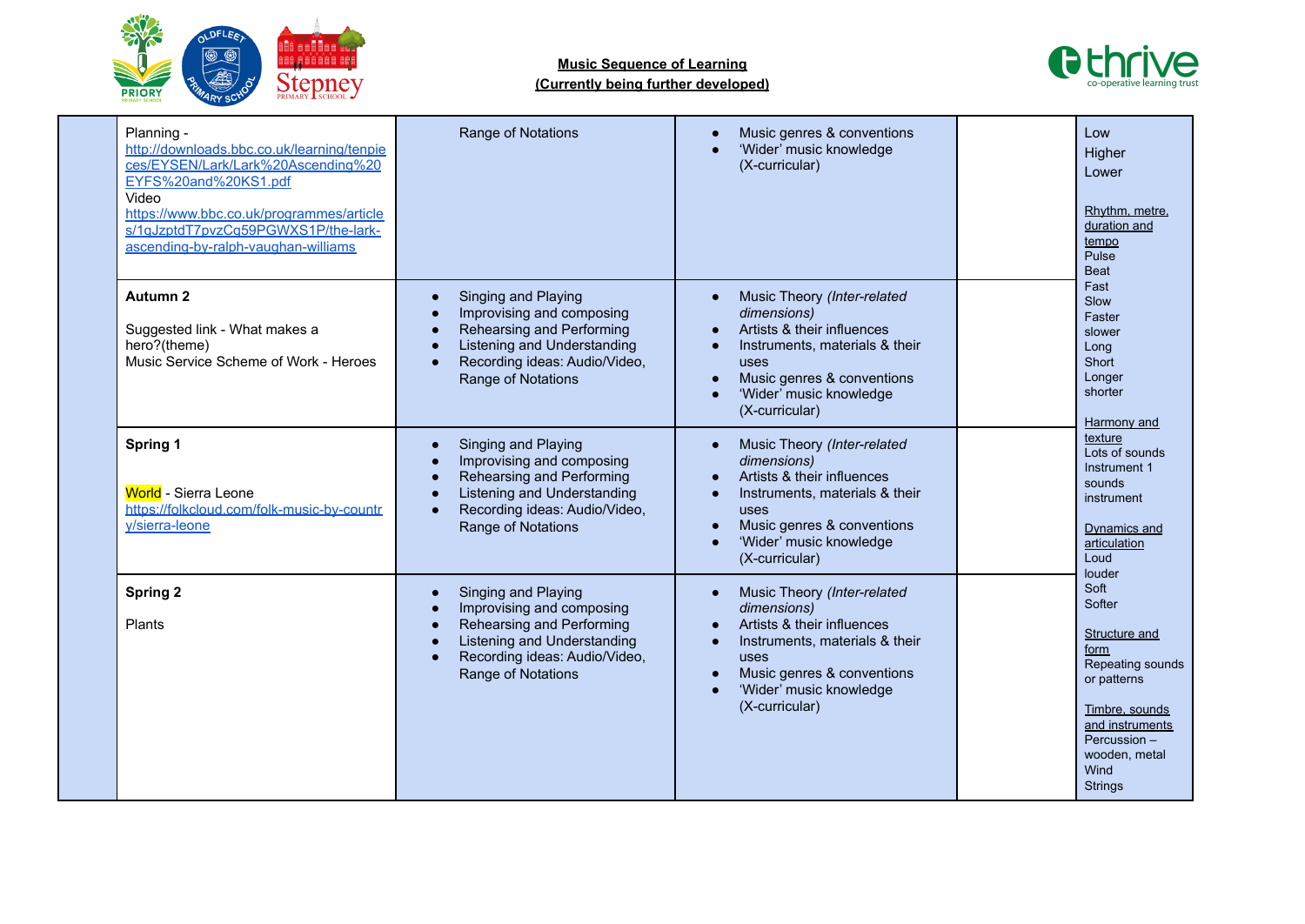**Music Sequence of Learning**
**(Currently being further developed)**

| | | | | | |
|---|---|---|---|---|---|
| | Planning - http://downloads.bbc.co.uk/learning/tenpieces/EYSEN/Lark/Lark%20Ascending%20EYFS%20and%20KS1.pdf<br>Video<br>https://www.bbc.co.uk/programmes/articles/1qJzptdT7pvzCq59PGWXS1P/the-lark-ascending-by-ralph-vaughan-williams | Range of Notations | • Music genres & conventions<br>• 'Wider' music knowledge (X-curricular) | | Low<br>Higher<br>Lower<br><br>Rhythm, metre, duration and tempo<br>Pulse<br>Beat<br>Fast<br>Slow<br>Faster<br>slower<br>Long<br>Short<br>Longer<br>shorter<br><br>Harmony and texture<br>Lots of sounds<br>Instrument 1 sounds<br>instrument<br><br>Dynamics and articulation<br>Loud<br>louder<br>Soft<br>Softer<br><br>Structure and form<br>Repeating sounds or patterns<br><br>Timbre, sounds and instruments<br>Percussion – wooden, metal<br>Wind<br>Strings |
| | **Autumn 2**<br><br>Suggested link - What makes a hero?(theme)<br>Music Service Scheme of Work - Heroes | • Singing and Playing<br>• Improvising and composing<br>• Rehearsing and Performing<br>• Listening and Understanding<br>• Recording ideas: Audio/Video, Range of Notations | • Music Theory *(Inter-related dimensions)*<br>• Artists & their influences<br>• Instruments, materials & their uses<br>• Music genres & conventions<br>• 'Wider' music knowledge (X-curricular) | | |
| | **Spring 1**<br><br>World - Sierra Leone<br>https://folkcloud.com/folk-music-by-country/sierra-leone | • Singing and Playing<br>• Improvising and composing<br>• Rehearsing and Performing<br>• Listening and Understanding<br>• Recording ideas: Audio/Video, Range of Notations | • Music Theory *(Inter-related dimensions)*<br>• Artists & their influences<br>• Instruments, materials & their uses<br>• Music genres & conventions<br>• 'Wider' music knowledge (X-curricular) | | |
| | **Spring 2**<br><br>Plants | • Singing and Playing<br>• Improvising and composing<br>• Rehearsing and Performing<br>• Listening and Understanding<br>• Recording ideas: Audio/Video, Range of Notations | • Music Theory *(Inter-related dimensions)*<br>• Artists & their influences<br>• Instruments, materials & their uses<br>• Music genres & conventions<br>• 'Wider' music knowledge (X-curricular) | | |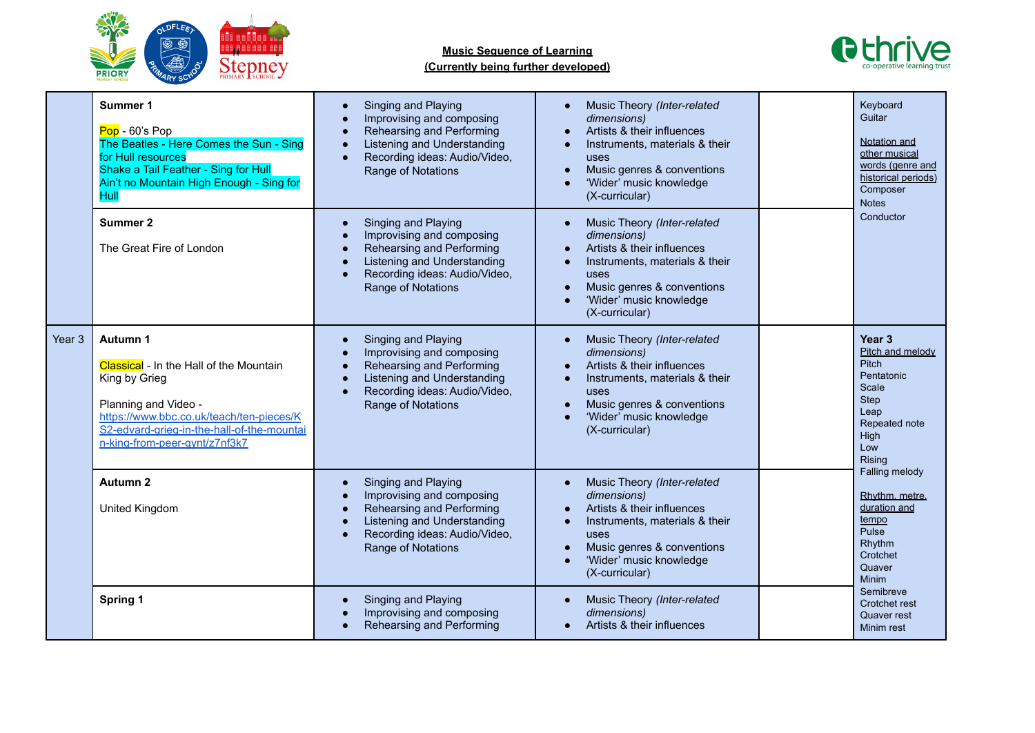**Music Sequence of Learning**
**(Currently being further developed)**

| | | | | | |
|---|---|---|---|---|---|
| | **Summer 1**<br><br>Pop - 60's Pop<br>The Beatles - Here Comes the Sun - Sing for Hull resources<br>Shake a Tail Feather - Sing for Hull<br>Ain't no Mountain High Enough - Sing for Hull | • Singing and Playing<br>• Improvising and composing<br>• Rehearsing and Performing<br>• Listening and Understanding<br>• Recording ideas: Audio/Video, Range of Notations | • Music Theory *(Inter-related dimensions)*<br>• Artists & their influences<br>• Instruments, materials & their uses<br>• Music genres & conventions<br>• 'Wider' music knowledge (X-curricular) | | Keyboard<br>Guitar<br><br>Notation and other musical words (genre and historical periods)<br>Composer<br>Notes<br>Conductor |
| | **Summer 2**<br><br>The Great Fire of London | • Singing and Playing<br>• Improvising and composing<br>• Rehearsing and Performing<br>• Listening and Understanding<br>• Recording ideas: Audio/Video, Range of Notations | • Music Theory *(Inter-related dimensions)*<br>• Artists & their influences<br>• Instruments, materials & their uses<br>• Music genres & conventions<br>• 'Wider' music knowledge (X-curricular) | | |
| Year 3 | **Autumn 1**<br><br>Classical - In the Hall of the Mountain King by Grieg<br><br>Planning and Video - [https://www.bbc.co.uk/teach/ten-pieces/KS2-edvard-grieg-in-the-hall-of-the-mountain-king-from-peer-gynt/z7nf3k7](https://www.bbc.co.uk/teach/ten-pieces/KS2-edvard-grieg-in-the-hall-of-the-mountain-king-from-peer-gynt/z7nf3k7) | • Singing and Playing<br>• Improvising and composing<br>• Rehearsing and Performing<br>• Listening and Understanding<br>• Recording ideas: Audio/Video, Range of Notations | • Music Theory *(Inter-related dimensions)*<br>• Artists & their influences<br>• Instruments, materials & their uses<br>• Music genres & conventions<br>• 'Wider' music knowledge (X-curricular) | | **Year 3**<br>Pitch and melody<br>Pitch<br>Pentatonic<br>Scale<br>Step<br>Leap<br>Repeated note<br>High<br>Low<br>Rising<br>Falling melody<br><br>Rhythm, metre, duration and tempo<br>Pulse<br>Rhythm<br>Crotchet<br>Quaver<br>Minim<br>Semibreve<br>Crotchet rest<br>Quaver rest<br>Minim rest |
| | **Autumn 2**<br><br>United Kingdom | • Singing and Playing<br>• Improvising and composing<br>• Rehearsing and Performing<br>• Listening and Understanding<br>• Recording ideas: Audio/Video, Range of Notations | • Music Theory *(Inter-related dimensions)*<br>• Artists & their influences<br>• Instruments, materials & their uses<br>• Music genres & conventions<br>• 'Wider' music knowledge (X-curricular) | | |
| | **Spring 1** | • Singing and Playing<br>• Improvising and composing<br>• Rehearsing and Performing | • Music Theory *(Inter-related dimensions)*<br>• Artists & their influences | | |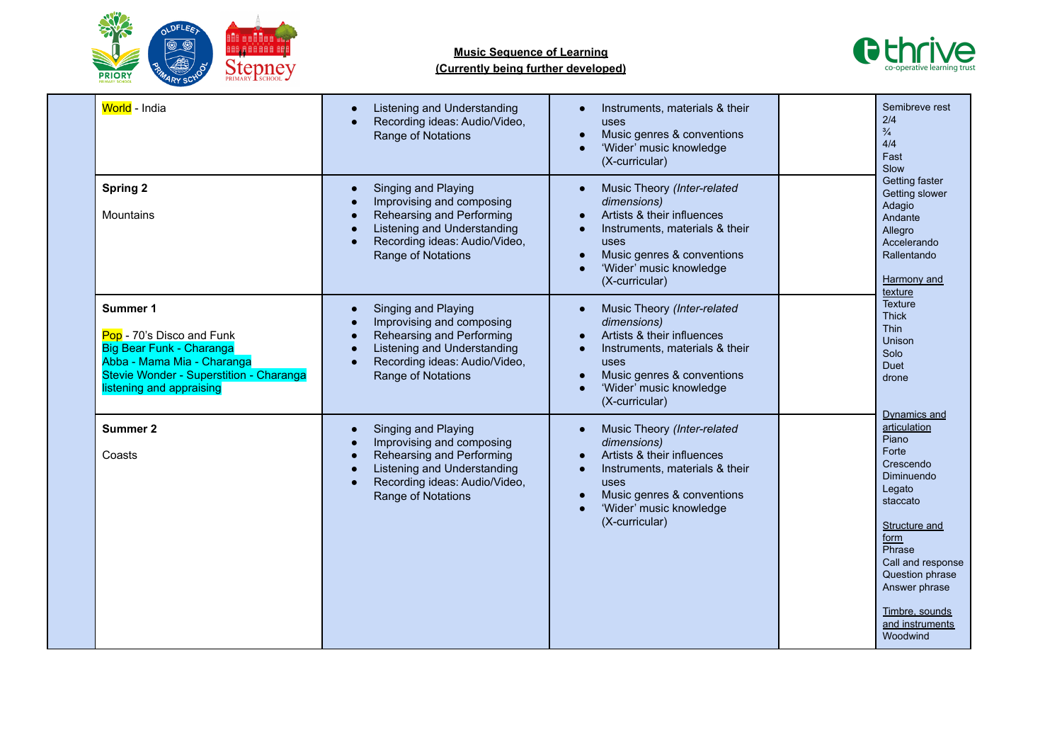**Music Sequence of Learning**
**(Currently being further developed)**

| | | | | | |
|---|---|---|---|---|---|
| | World - India | • Listening and Understanding<br>• Recording ideas: Audio/Video, Range of Notations | • Instruments, materials & their uses<br>• Music genres & conventions<br>• 'Wider' music knowledge (X-curricular) | | Semibreve rest<br>2/4<br>¾<br>4/4<br>Fast<br>Slow<br>Getting faster<br>Getting slower<br>Adagio<br>Andante<br>Allegro<br>Accelerando<br>Rallentando<br><br>Harmony and texture<br>Texture<br>Thick<br>Thin<br>Unison<br>Solo<br>Duet<br>drone<br><br>Dynamics and articulation<br>Piano<br>Forte<br>Crescendo<br>Diminuendo<br>Legato<br>staccato<br><br>Structure and form<br>Phrase<br>Call and response<br>Question phrase<br>Answer phrase<br><br>Timbre, sounds and instruments<br>Woodwind |
| | **Spring 2**<br><br>Mountains | • Singing and Playing<br>• Improvising and composing<br>• Rehearsing and Performing<br>• Listening and Understanding<br>• Recording ideas: Audio/Video, Range of Notations | • Music Theory *(Inter-related dimensions)*<br>• Artists & their influences<br>• Instruments, materials & their uses<br>• Music genres & conventions<br>• 'Wider' music knowledge (X-curricular) | | |
| | **Summer 1**<br><br>Pop - 70's Disco and Funk<br>Big Bear Funk - Charanga<br>Abba - Mama Mia - Charanga<br>Stevie Wonder - Superstition - Charanga listening and appraising | • Singing and Playing<br>• Improvising and composing<br>• Rehearsing and Performing<br>• Listening and Understanding<br>• Recording ideas: Audio/Video, Range of Notations | • Music Theory *(Inter-related dimensions)*<br>• Artists & their influences<br>• Instruments, materials & their uses<br>• Music genres & conventions<br>• 'Wider' music knowledge (X-curricular) | | |
| | **Summer 2**<br><br>Coasts | • Singing and Playing<br>• Improvising and composing<br>• Rehearsing and Performing<br>• Listening and Understanding<br>• Recording ideas: Audio/Video, Range of Notations | • Music Theory *(Inter-related dimensions)*<br>• Artists & their influences<br>• Instruments, materials & their uses<br>• Music genres & conventions<br>• 'Wider' music knowledge (X-curricular) | | |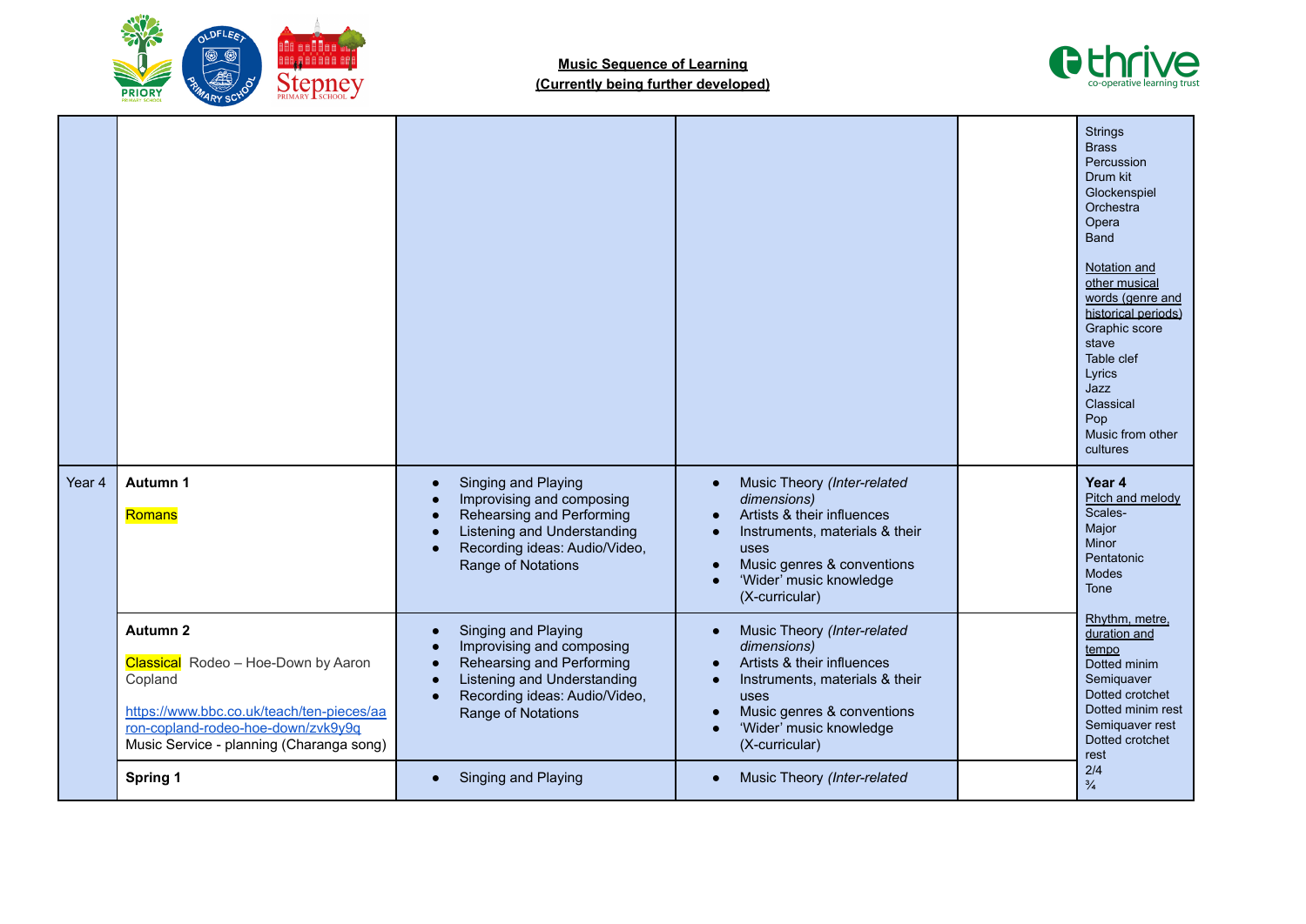**Music Sequence of Learning**
**(Currently being further developed)**

| | | | | | |
|---|---|---|---|---|---|
| | | | | | Strings<br>Brass<br>Percussion<br>Drum kit<br>Glockenspiel<br>Orchestra<br>Opera<br>Band<br><br>Notation and other musical words (genre and historical periods)<br>Graphic score<br>stave<br>Table clef<br>Lyrics<br>Jazz<br>Classical<br>Pop<br>Music from other cultures |
| Year 4 | **Autumn 1**<br><br>Romans | • Singing and Playing<br>• Improvising and composing<br>• Rehearsing and Performing<br>• Listening and Understanding<br>• Recording ideas: Audio/Video, Range of Notations | • Music Theory *(Inter-related dimensions)*<br>• Artists & their influences<br>• Instruments, materials & their uses<br>• Music genres & conventions<br>• 'Wider' music knowledge (X-curricular) | | **Year 4**<br>Pitch and melody<br>Scales-<br>Major<br>Minor<br>Pentatonic<br>Modes<br>Tone<br><br>Rhythm, metre, duration and tempo<br>Dotted minim<br>Semiquaver<br>Dotted crotchet<br>Dotted minim rest<br>Semiquaver rest<br>Dotted crotchet rest<br>2/4<br>¾ |
| | **Autumn 2**<br><br>Classical Rodeo – Hoe-Down by Aaron Copland<br><br>https://www.bbc.co.uk/teach/ten-pieces/aaron-copland-rodeo-hoe-down/zvk9y9q<br>Music Service - planning (Charanga song) | • Singing and Playing<br>• Improvising and composing<br>• Rehearsing and Performing<br>• Listening and Understanding<br>• Recording ideas: Audio/Video, Range of Notations | • Music Theory *(Inter-related dimensions)*<br>• Artists & their influences<br>• Instruments, materials & their uses<br>• Music genres & conventions<br>• 'Wider' music knowledge (X-curricular) | | |
| | **Spring 1** | • Singing and Playing | • Music Theory *(Inter-related* | | |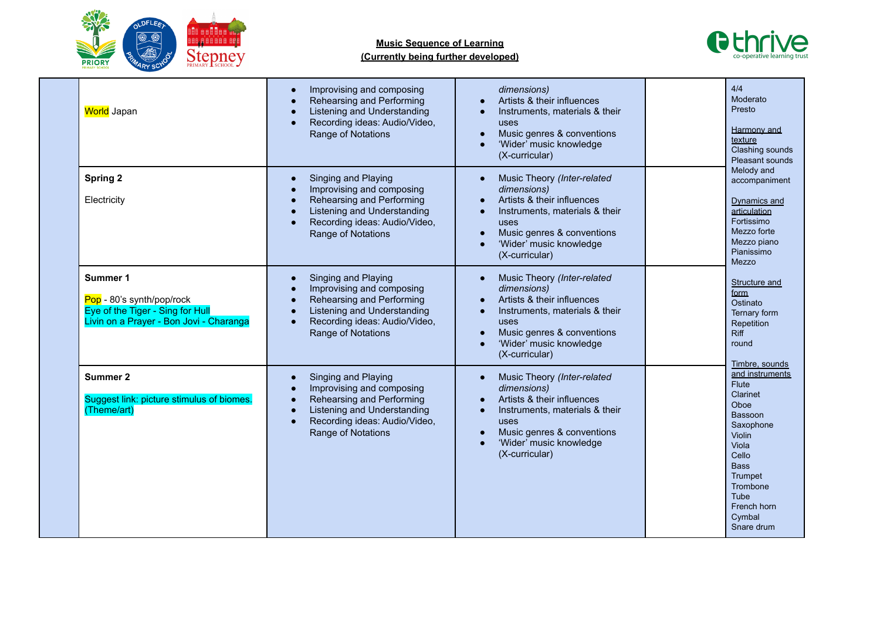**Music Sequence of Learning**
**(Currently being further developed)**

| | | | | | |
|---|---|---|---|---|---|
| | World Japan | • Improvising and composing<br>• Rehearsing and Performing<br>• Listening and Understanding<br>• Recording ideas: Audio/Video, Range of Notations | *dimensions)*<br>• Artists & their influences<br>• Instruments, materials & their uses<br>• Music genres & conventions<br>• 'Wider' music knowledge (X-curricular) | | 4/4<br>Moderato<br>Presto<br><br>Harmony and texture<br>Clashing sounds<br>Pleasant sounds<br>Melody and accompaniment<br><br>Dynamics and articulation<br>Fortissimo<br>Mezzo forte<br>Mezzo piano<br>Pianissimo<br>Mezzo<br><br>Structure and form<br>Ostinato<br>Ternary form<br>Repetition<br>Riff<br>round<br><br>Timbre, sounds and instruments<br>Flute<br>Clarinet<br>Oboe<br>Bassoon<br>Saxophone<br>Violin<br>Viola<br>Cello<br>Bass<br>Trumpet<br>Trombone<br>Tube<br>French horn<br>Cymbal<br>Snare drum |
| | **Spring 2**<br><br>Electricity | • Singing and Playing<br>• Improvising and composing<br>• Rehearsing and Performing<br>• Listening and Understanding<br>• Recording ideas: Audio/Video, Range of Notations | • Music Theory *(Inter-related dimensions)*<br>• Artists & their influences<br>• Instruments, materials & their uses<br>• Music genres & conventions<br>• 'Wider' music knowledge (X-curricular) | | |
| | **Summer 1**<br><br>Pop - 80's synth/pop/rock<br>Eye of the Tiger - Sing for Hull<br>Livin on a Prayer - Bon Jovi - Charanga | • Singing and Playing<br>• Improvising and composing<br>• Rehearsing and Performing<br>• Listening and Understanding<br>• Recording ideas: Audio/Video, Range of Notations | • Music Theory *(Inter-related dimensions)*<br>• Artists & their influences<br>• Instruments, materials & their uses<br>• Music genres & conventions<br>• 'Wider' music knowledge (X-curricular) | | |
| | **Summer 2**<br><br>Suggest link: picture stimulus of biomes. (Theme/art) | • Singing and Playing<br>• Improvising and composing<br>• Rehearsing and Performing<br>• Listening and Understanding<br>• Recording ideas: Audio/Video, Range of Notations | • Music Theory *(Inter-related dimensions)*<br>• Artists & their influences<br>• Instruments, materials & their uses<br>• Music genres & conventions<br>• 'Wider' music knowledge (X-curricular) | | |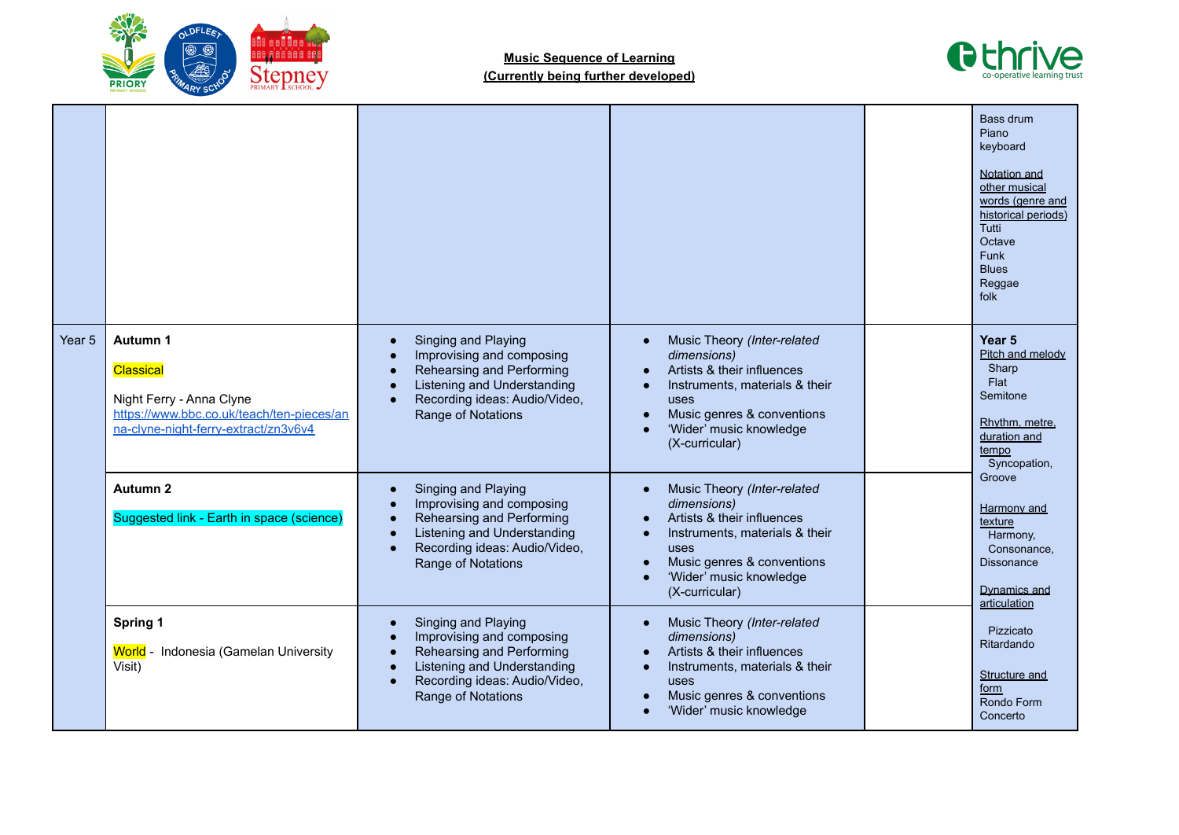**Music Sequence of Learning**
**(Currently being further developed)**

| | | | | | |
|---|---|---|---|---|---|
| | | | | | Bass drum<br>Piano<br>keyboard<br><br>Notation and other musical words (genre and historical periods)<br>Tutti<br>Octave<br>Funk<br>Blues<br>Reggae<br>folk |
| Year 5 | **Autumn 1**<br><br>Classical<br><br>Night Ferry - Anna Clyne<br>https://www.bbc.co.uk/teach/ten-pieces/anna-clyne-night-ferry-extract/zn3v6v4 | • Singing and Playing<br>• Improvising and composing<br>• Rehearsing and Performing<br>• Listening and Understanding<br>• Recording ideas: Audio/Video, Range of Notations | • Music Theory *(Inter-related dimensions)*<br>• Artists & their influences<br>• Instruments, materials & their uses<br>• Music genres & conventions<br>• 'Wider' music knowledge (X-curricular) | | **Year 5**<br>Pitch and melody<br>Sharp<br>Flat<br>Semitone<br><br>Rhythm, metre, duration and tempo<br>Syncopation,<br>Groove<br><br>Harmony and texture<br>Harmony,<br>Consonance,<br>Dissonance<br><br>Dynamics and articulation<br><br>Pizzicato<br>Ritardando<br><br>Structure and form<br>Rondo Form<br>Concerto |
| | **Autumn 2**<br><br>Suggested link - Earth in space (science) | • Singing and Playing<br>• Improvising and composing<br>• Rehearsing and Performing<br>• Listening and Understanding<br>• Recording ideas: Audio/Video, Range of Notations | • Music Theory *(Inter-related dimensions)*<br>• Artists & their influences<br>• Instruments, materials & their uses<br>• Music genres & conventions<br>• 'Wider' music knowledge (X-curricular) | | |
| | **Spring 1**<br><br>World - Indonesia (Gamelan University Visit) | • Singing and Playing<br>• Improvising and composing<br>• Rehearsing and Performing<br>• Listening and Understanding<br>• Recording ideas: Audio/Video, Range of Notations | • Music Theory *(Inter-related dimensions)*<br>• Artists & their influences<br>• Instruments, materials & their uses<br>• Music genres & conventions<br>• 'Wider' music knowledge | | |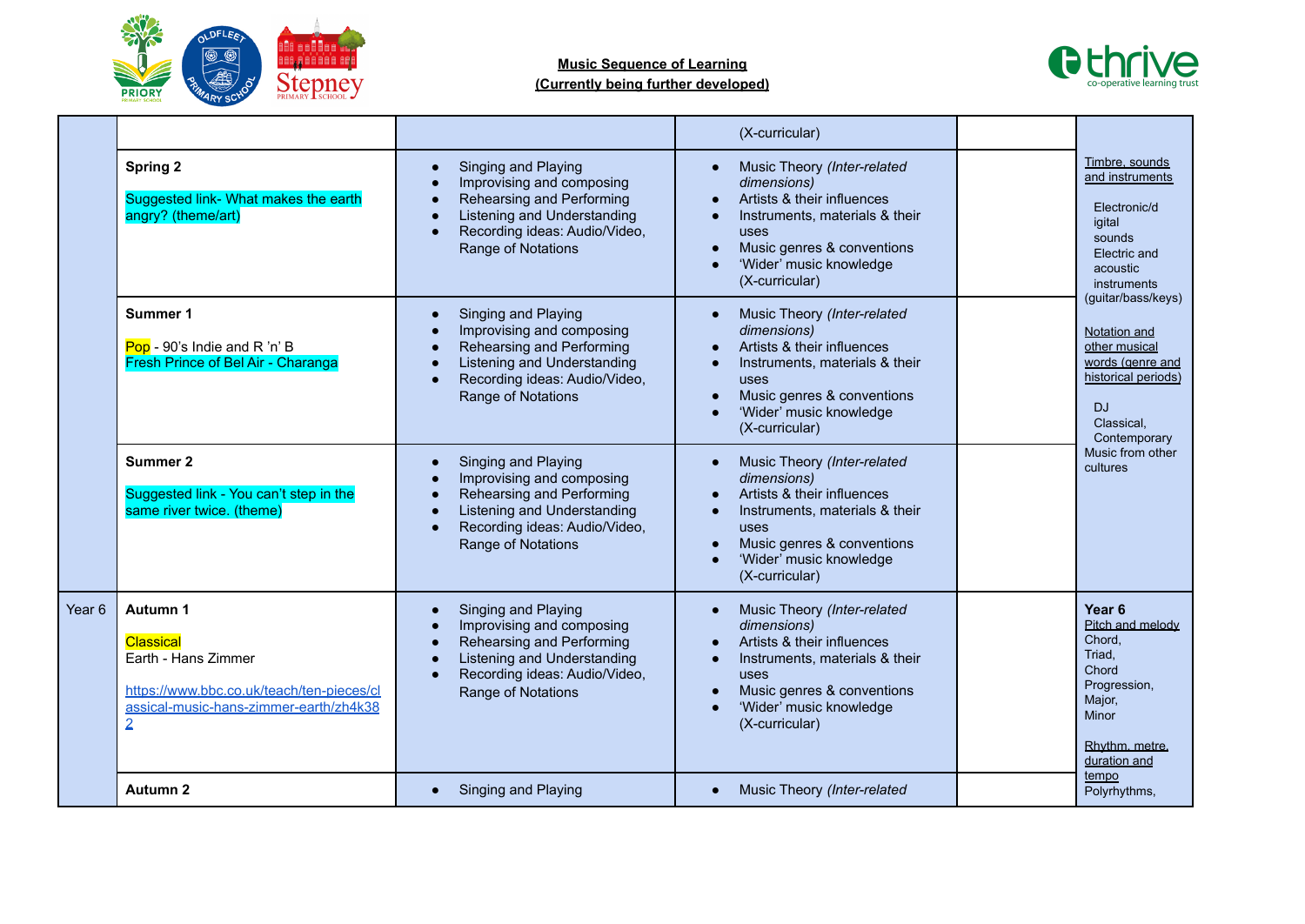**Music Sequence of Learning**
**(Currently being further developed)**

| | | | | | |
|---|---|---|---|---|---|
| | | | (X-curricular) | | |
| | **Spring 2**<br><br>Suggested link- What makes the earth angry? (theme/art) | • Singing and Playing<br>• Improvising and composing<br>• Rehearsing and Performing<br>• Listening and Understanding<br>• Recording ideas: Audio/Video, Range of Notations | • Music Theory *(Inter-related dimensions)*<br>• Artists & their influences<br>• Instruments, materials & their uses<br>• Music genres & conventions<br>• 'Wider' music knowledge (X-curricular) | | Timbre, sounds and instruments<br><br>Electronic/digital sounds<br>Electric and acoustic instruments (guitar/bass/keys)<br><br>Notation and other musical words (genre and historical periods)<br><br>DJ<br>Classical,<br>Contemporary<br>Music from other cultures |
| | **Summer 1**<br><br>Pop - 90's Indie and R 'n' B<br>Fresh Prince of Bel Air - Charanga | • Singing and Playing<br>• Improvising and composing<br>• Rehearsing and Performing<br>• Listening and Understanding<br>• Recording ideas: Audio/Video, Range of Notations | • Music Theory *(Inter-related dimensions)*<br>• Artists & their influences<br>• Instruments, materials & their uses<br>• Music genres & conventions<br>• 'Wider' music knowledge (X-curricular) | | |
| | **Summer 2**<br><br>Suggested link - You can't step in the same river twice. (theme) | • Singing and Playing<br>• Improvising and composing<br>• Rehearsing and Performing<br>• Listening and Understanding<br>• Recording ideas: Audio/Video, Range of Notations | • Music Theory *(Inter-related dimensions)*<br>• Artists & their influences<br>• Instruments, materials & their uses<br>• Music genres & conventions<br>• 'Wider' music knowledge (X-curricular) | | |
| Year 6 | **Autumn 1**<br><br>Classical<br>Earth - Hans Zimmer<br><br>https://www.bbc.co.uk/teach/ten-pieces/classical-music-hans-zimmer-earth/zh4k382 | • Singing and Playing<br>• Improvising and composing<br>• Rehearsing and Performing<br>• Listening and Understanding<br>• Recording ideas: Audio/Video, Range of Notations | • Music Theory *(Inter-related dimensions)*<br>• Artists & their influences<br>• Instruments, materials & their uses<br>• Music genres & conventions<br>• 'Wider' music knowledge (X-curricular) | | **Year 6**<br>Pitch and melody<br>Chord,<br>Triad,<br>Chord Progression,<br>Major,<br>Minor<br><br>Rhythm, metre, duration and tempo<br>Polyrhythms, |
| | **Autumn 2** | • Singing and Playing | • Music Theory *(Inter-related* | | |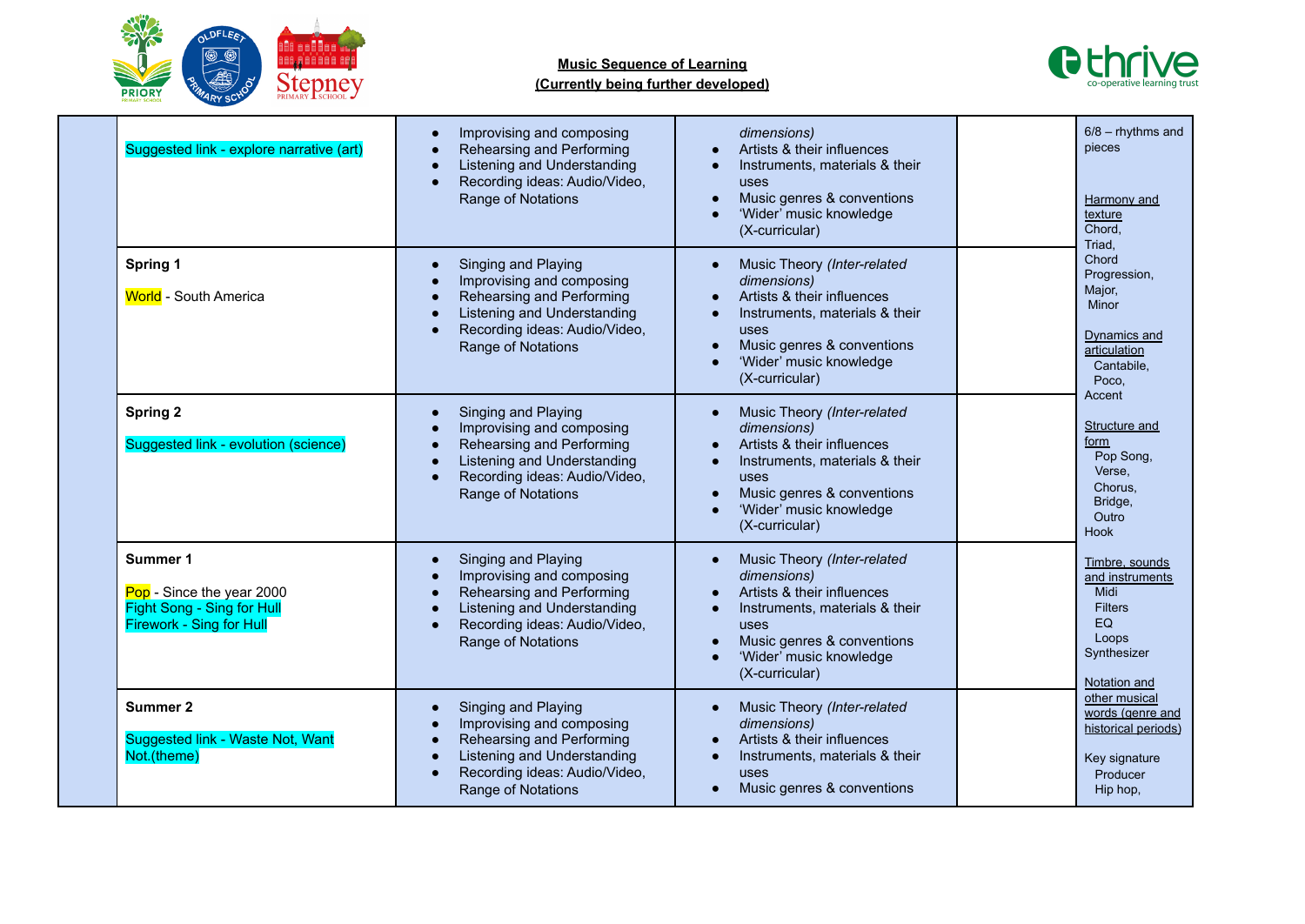**Music Sequence of Learning**
**(Currently being further developed)**

| | | | | | |
|---|---|---|---|---|---|
| | Suggested link - explore narrative (art) | • Improvising and composing<br>• Rehearsing and Performing<br>• Listening and Understanding<br>• Recording ideas: Audio/Video, Range of Notations | *dimensions)*<br>• Artists & their influences<br>• Instruments, materials & their uses<br>• Music genres & conventions<br>• 'Wider' music knowledge (X-curricular) | | 6/8 – rhythms and pieces<br><br>Harmony and texture<br>Chord,<br>Triad,<br>Chord Progression,<br>Major,<br>Minor<br><br>Dynamics and articulation<br>Cantabile,<br>Poco,<br>Accent<br><br>Structure and form<br>Pop Song,<br>Verse,<br>Chorus,<br>Bridge,<br>Outro<br>Hook<br><br>Timbre, sounds and instruments<br>Midi<br>Filters<br>EQ<br>Loops<br>Synthesizer<br><br>Notation and other musical words (genre and historical periods)<br><br>Key signature<br>Producer<br>Hip hop, |
| | **Spring 1**<br><br>World - South America | • Singing and Playing<br>• Improvising and composing<br>• Rehearsing and Performing<br>• Listening and Understanding<br>• Recording ideas: Audio/Video, Range of Notations | • Music Theory *(Inter-related dimensions)*<br>• Artists & their influences<br>• Instruments, materials & their uses<br>• Music genres & conventions<br>• 'Wider' music knowledge (X-curricular) | | |
| | **Spring 2**<br><br>Suggested link - evolution (science) | • Singing and Playing<br>• Improvising and composing<br>• Rehearsing and Performing<br>• Listening and Understanding<br>• Recording ideas: Audio/Video, Range of Notations | • Music Theory *(Inter-related dimensions)*<br>• Artists & their influences<br>• Instruments, materials & their uses<br>• Music genres & conventions<br>• 'Wider' music knowledge (X-curricular) | | |
| | **Summer 1**<br><br>Pop - Since the year 2000<br>Fight Song - Sing for Hull<br>Firework - Sing for Hull | • Singing and Playing<br>• Improvising and composing<br>• Rehearsing and Performing<br>• Listening and Understanding<br>• Recording ideas: Audio/Video, Range of Notations | • Music Theory *(Inter-related dimensions)*<br>• Artists & their influences<br>• Instruments, materials & their uses<br>• Music genres & conventions<br>• 'Wider' music knowledge (X-curricular) | | |
| | **Summer 2**<br><br>Suggested link - Waste Not, Want Not.(theme) | • Singing and Playing<br>• Improvising and composing<br>• Rehearsing and Performing<br>• Listening and Understanding<br>• Recording ideas: Audio/Video, Range of Notations | • Music Theory *(Inter-related dimensions)*<br>• Artists & their influences<br>• Instruments, materials & their uses<br>• Music genres & conventions | | |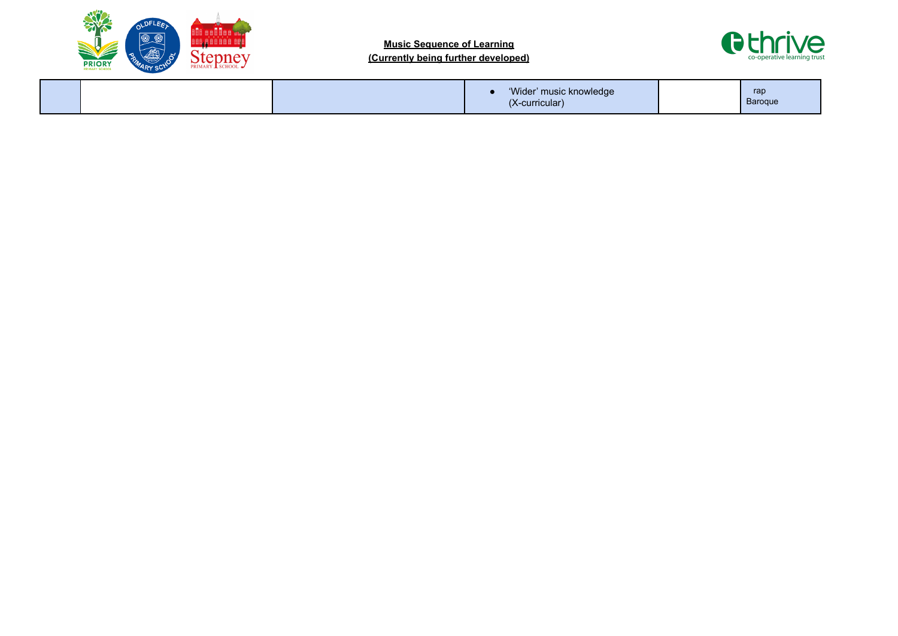**Music Sequence of Learning**
**(Currently being further developed)**

| | | | | | |
|---|---|---|---|---|---|
| | | | • 'Wider' music knowledge (X-curricular) | | rap<br>Baroque |